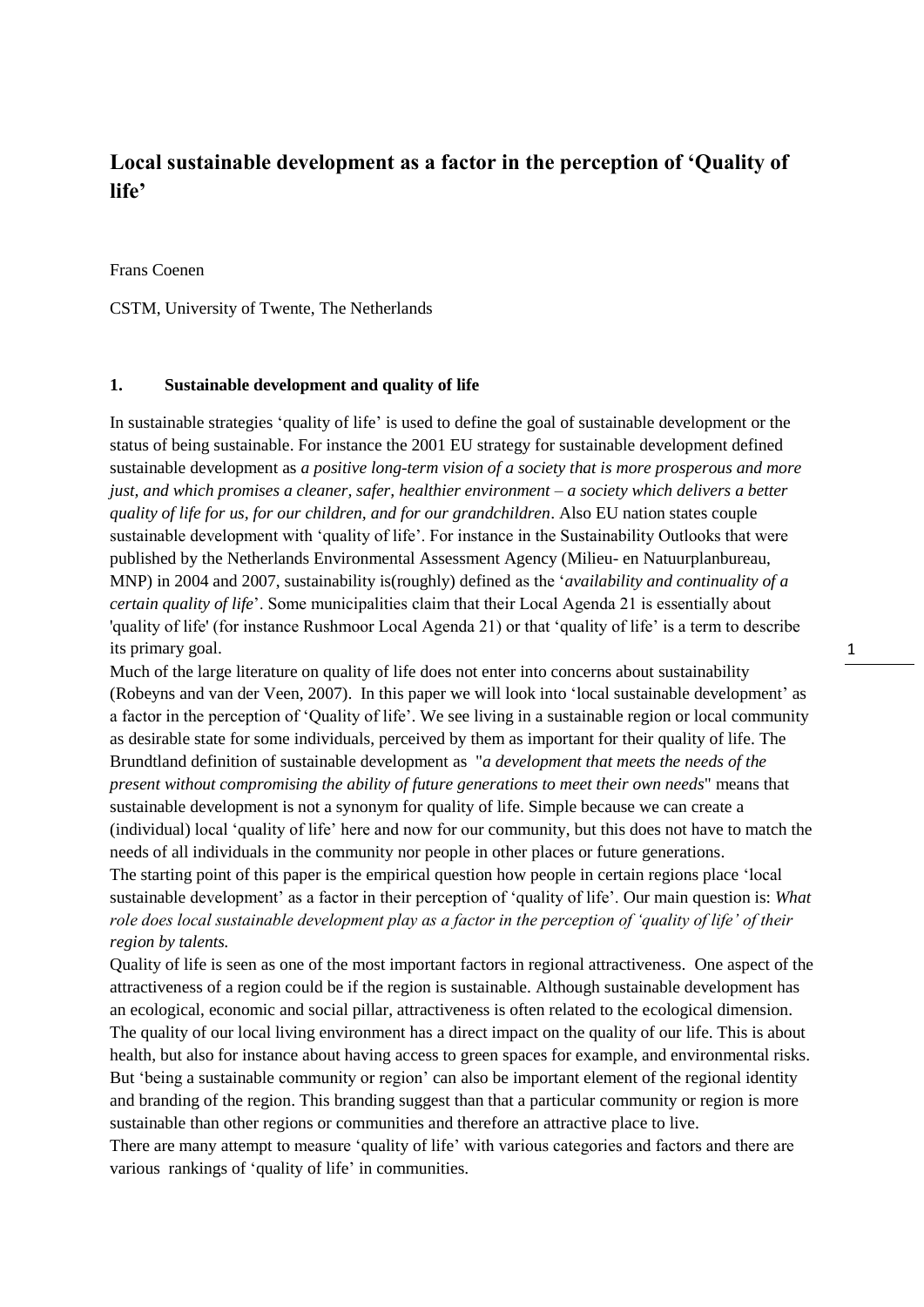# Local sustainable development as a factor in the perception of 'Quality of life'

Frans Coenen

CSTM, University of Twente, The Netherlands

## 1. Sustainable development and quality of life

In sustainable strategies 'quality of life' is used to define the goal of sustainable development or the status of being sustainable. For instance the 2001 EU strategy for sustainable development defined sustainable development as *a positive long-term vision of a society that is more prosperous and more just, and which promises a cleaner, safer, healthier environment – a society which delivers a better quality of life for us, for our children, and for our grandchildren*. Also EU nation states couple sustainable development with 'quality of life'. For instance in the Sustainability Outlooks that were published by the Netherlands Environmental Assessment Agency (Milieu- en Natuurplanbureau, MNP) in 2004 and 2007, sustainability is(roughly) defined as the '*availability and continuality of a certain quality of life*'. Some municipalities claim that their Local Agenda 21 is essentially about 'quality of life' (for instance Rushmoor Local Agenda 21) or that 'quality of life' is a term to describe its primary goal.

Much of the large literature on quality of life does not enter into concerns about sustainability (Robeyns and van der Veen, 2007). In this paper we will look into 'local sustainable development' as a factor in the perception of 'Quality of life'. We see living in a sustainable region or local community as desirable state for some individuals, perceived by them as important for their quality of life. The Brundtland definition of sustainable development as "*a development that meets the needs of the present without compromising the ability of future generations to meet their own needs*" means that sustainable development is not a synonym for quality of life. Simple because we can create a (individual) local 'quality of life' here and now for our community, but this does not have to match the needs of all individuals in the community nor people in other places or future generations.

The starting point of this paper is the empirical question how people in certain regions place 'local sustainable development' as a factor in their perception of 'quality of life'. Our main question is: *What role does local sustainable development play as a factor in the perception of 'quality of life' of their region by talents.*

Quality of life is seen as one of the most important factors in regional attractiveness. One aspect of the attractiveness of a region could be if the region is sustainable. Although sustainable development has an ecological, economic and social pillar, attractiveness is often related to the ecological dimension. The quality of our local living environment has a direct impact on the quality of our life. This is about health, but also for instance about having access to green spaces for example, and environmental risks. But 'being a sustainable community or region' can also be important element of the regional identity and branding of the region. This branding suggest than that a particular community or region is more sustainable than other regions or communities and therefore an attractive place to live.

There are many attempt to measure 'quality of life' with various categories and factors and there are various rankings of 'quality of life' in communities.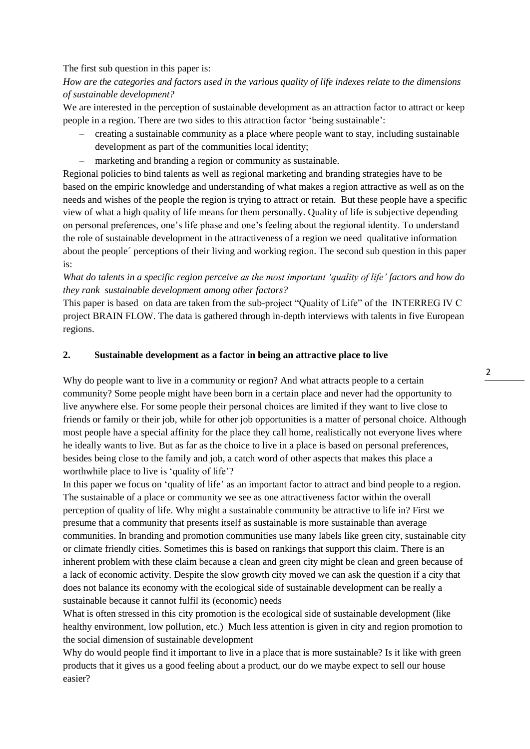The first sub question in this paper is:

*How are the categories and factors used in the various quality of life indexes relate to the dimensions of sustainable development?*

We are interested in the perception of sustainable development as an attraction factor to attract or keep people in a region. There are two sides to this attraction factor 'being sustainable':

- creating a sustainable community as a place where people want to stay, including sustainable development as part of the communities local identity;
- marketing and branding a region or community as sustainable.

Regional policies to bind talents as well as regional marketing and branding strategies have to be based on the empiric knowledge and understanding of what makes a region attractive as well as on the needs and wishes of the people the region is trying to attract or retain. But these people have a specific view of what a high quality of life means for them personally. Quality of life is subjective depending on personal preferences, one's life phase and one's feeling about the regional identity. To understand the role of sustainable development in the attractiveness of a region we need qualitative information about the people´ perceptions of their living and working region. The second sub question in this paper is:

*What do talents in a specific region perceive as the most important 'quality of life' factors and how do they rank sustainable development among other factors?*

This paper is based on data are taken from the sub-project "Quality of Life" of the INTERREG IV C project BRAIN FLOW. The data is gathered through in-depth interviews with talents in five European regions.

## 2. Sustainable development as a factor in being an attractive place to live

Why do people want to live in a community or region? And what attracts people to a certain community? Some people might have been born in a certain place and never had the opportunity to live anywhere else. For some people their personal choices are limited if they want to live close to friends or family or their job, while for other job opportunities is a matter of personal choice. Although most people have a special affinity for the place they call home, realistically not everyone lives where he ideally wants to live. But as far as the choice to live in a place is based on personal preferences, besides being close to the family and job, a catch word of other aspects that makes this place a worthwhile place to live is 'quality of life'?

In this paper we focus on 'quality of life' as an important factor to attract and bind people to a region. The sustainable of a place or community we see as one attractiveness factor within the overall perception of quality of life. Why might a sustainable community be attractive to life in? First we presume that a community that presents itself as sustainable is more sustainable than average communities. In branding and promotion communities use many labels like green city, sustainable city or climate friendly cities. Sometimes this is based on rankings that support this claim. There is an inherent problem with these claim because a clean and green city might be clean and green because of a lack of economic activity. Despite the slow growth city moved we can ask the question if a city that does not balance its economy with the ecological side of sustainable development can be really a sustainable because it cannot fulfil its (economic) needs

What is often stressed in this city promotion is the ecological side of sustainable development (like healthy environment, low pollution, etc.) Much less attention is given in city and region promotion to the social dimension of sustainable development

Why do would people find it important to live in a place that is more sustainable? Is it like with green products that it gives us a good feeling about a product, our do we maybe expect to sell our house easier?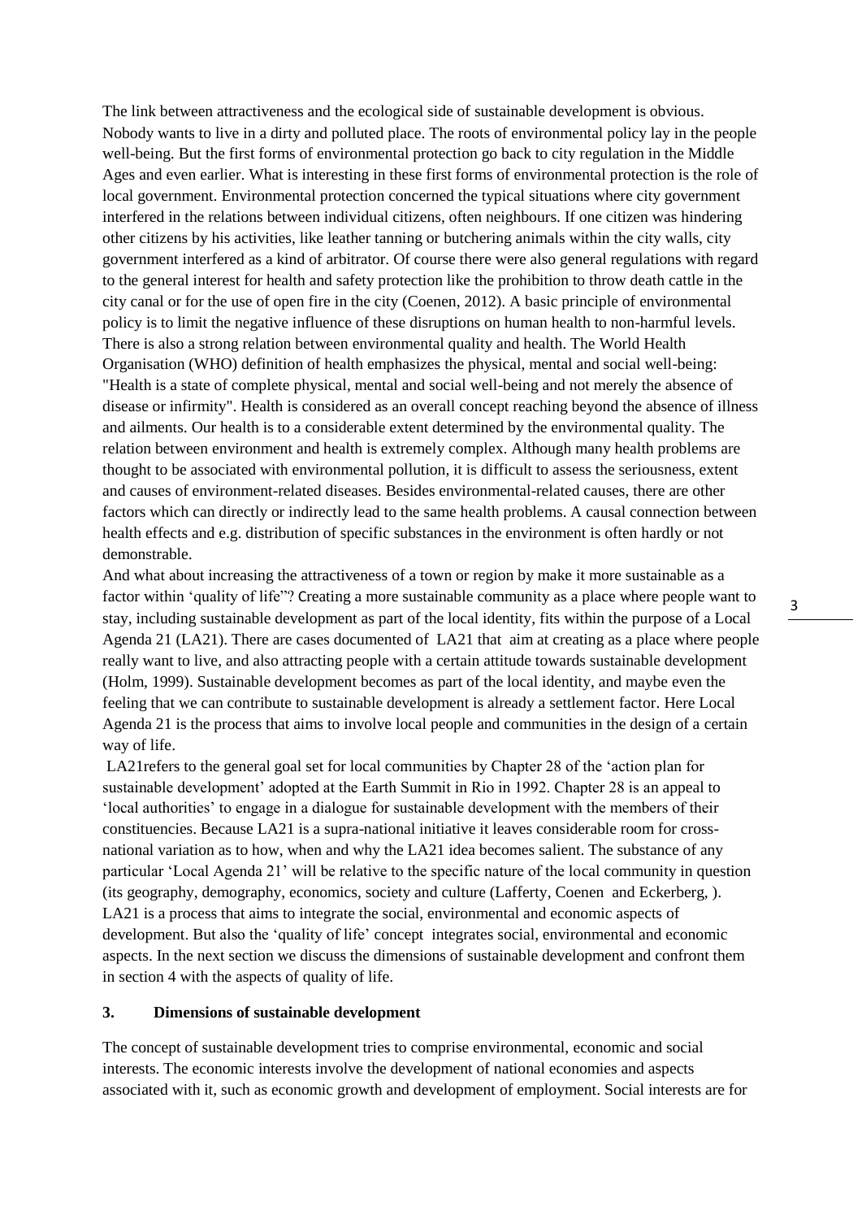The link between attractiveness and the ecological side of sustainable development is obvious. Nobody wants to live in a dirty and polluted place. The roots of environmental policy lay in the people well-being. But the first forms of environmental protection go back to city regulation in the Middle Ages and even earlier. What is interesting in these first forms of environmental protection is the role of local government. Environmental protection concerned the typical situations where city government interfered in the relations between individual citizens, often neighbours. If one citizen was hindering other citizens by his activities, like leather tanning or butchering animals within the city walls, city government interfered as a kind of arbitrator. Of course there were also general regulations with regard to the general interest for health and safety protection like the prohibition to throw death cattle in the city canal or for the use of open fire in the city (Coenen, 2012). A basic principle of environmental policy is to limit the negative influence of these disruptions on human health to non-harmful levels. There is also a strong relation between environmental quality and health. The World Health Organisation (WHO) definition of health emphasizes the physical, mental and social well-being: "Health is a state of complete physical, mental and social well-being and not merely the absence of disease or infirmity". Health is considered as an overall concept reaching beyond the absence of illness and ailments. Our health is to a considerable extent determined by the environmental quality. The relation between environment and health is extremely complex. Although many health problems are thought to be associated with environmental pollution, it is difficult to assess the seriousness, extent and causes of environment-related diseases. Besides environmental-related causes, there are other factors which can directly or indirectly lead to the same health problems. A causal connection between health effects and e.g. distribution of specific substances in the environment is often hardly or not demonstrable.

And what about increasing the attractiveness of a town or region by make it more sustainable as a factor within 'quality of life"? Creating a more sustainable community as a place where people want to stay, including sustainable development as part of the local identity, fits within the purpose of a Local Agenda 21 (LA21). There are cases documented of LA21 that aim at creating as a place where people really want to live, and also attracting people with a certain attitude towards sustainable development (Holm, 1999). Sustainable development becomes as part of the local identity, and maybe even the feeling that we can contribute to sustainable development is already a settlement factor. Here Local Agenda 21 is the process that aims to involve local people and communities in the design of a certain way of life.

LA21refers to the general goal set for local communities by Chapter 28 of the 'action plan for sustainable development' adopted at the Earth Summit in Rio in 1992. Chapter 28 is an appeal to 'local authorities' to engage in a dialogue for sustainable development with the members of their constituencies. Because LA21 is a supra-national initiative it leaves considerable room for cross-national variation as to how, when and why the LA21 idea becomes salient. The substance of any particular 'Local Agenda 21' will be relative to the specific nature of the local community in question (its geography, demography, economics, society and culture (Lafferty, Coenen and Eckerberg, ). LA21 is a process that aims to integrate the social, environmental and economic aspects of development. But also the 'quality of life' concept integrates social, environmental and economic aspects. In the next section we discuss the dimensions of sustainable development and confront them in section 4 with the aspects of quality of life.

## 3. Dimensions of sustainable development

The concept of sustainable development tries to comprise environmental, economic and social interests. The economic interests involve the development of national economies and aspects associated with it, such as economic growth and development of employment. Social interests are for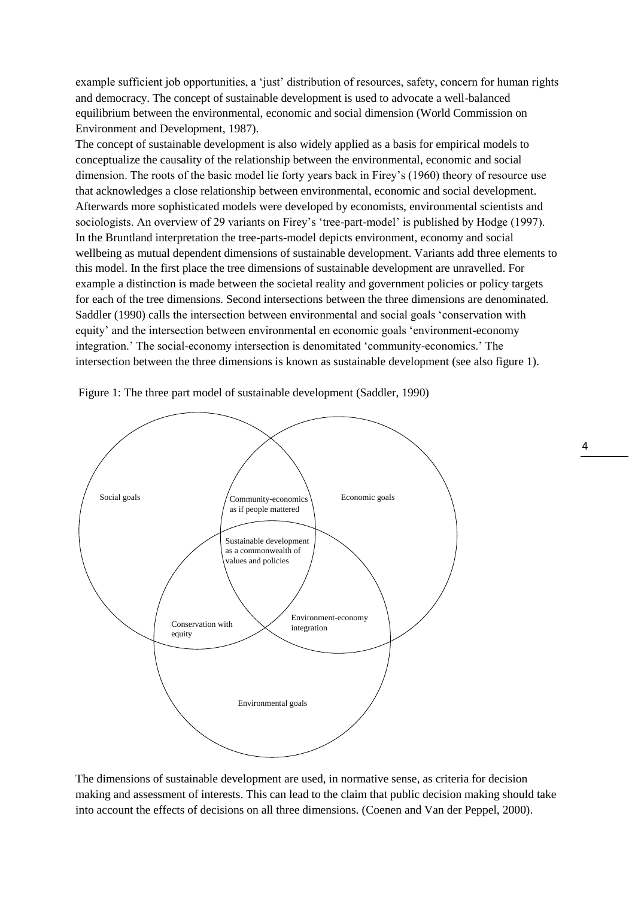example sufficient job opportunities, a 'just' distribution of resources, safety, concern for human rights and democracy. The concept of sustainable development is used to advocate a well-balanced equilibrium between the environmental, economic and social dimension (World Commission on Environment and Development, 1987).

The concept of sustainable development is also widely applied as a basis for empirical models to conceptualize the causality of the relationship between the environmental, economic and social dimension. The roots of the basic model lie forty years back in Firey's (1960) theory of resource use that acknowledges a close relationship between environmental, economic and social development. Afterwards more sophisticated models were developed by economists, environmental scientists and sociologists. An overview of 29 variants on Firey's 'tree-part-model' is published by Hodge (1997). In the Bruntland interpretation the tree-parts-model depicts environment, economy and social wellbeing as mutual dependent dimensions of sustainable development. Variants add three elements to this model. In the first place the tree dimensions of sustainable development are unravelled. For example a distinction is made between the societal reality and government policies or policy targets for each of the tree dimensions. Second intersections between the three dimensions are denominated. Saddler (1990) calls the intersection between environmental and social goals 'conservation with equity' and the intersection between environmental en economic goals 'environment-economy integration.' The social-economy intersection is denomitated 'community-economics.' The intersection between the three dimensions is known as sustainable development (see also figure 1).

Figure 1: The three part model of sustainable development (Saddler, 1990)

Social goals

Community-economics as if people mattered

Economic goals

Sustainable development as a commonwealth of values and policies

Conservation with equity

Environment-economy integration

Environmental goals

The dimensions of sustainable development are used, in normative sense, as criteria for decision making and assessment of interests. This can lead to the claim that public decision making should take into account the effects of decisions on all three dimensions. (Coenen and Van der Peppel, 2000).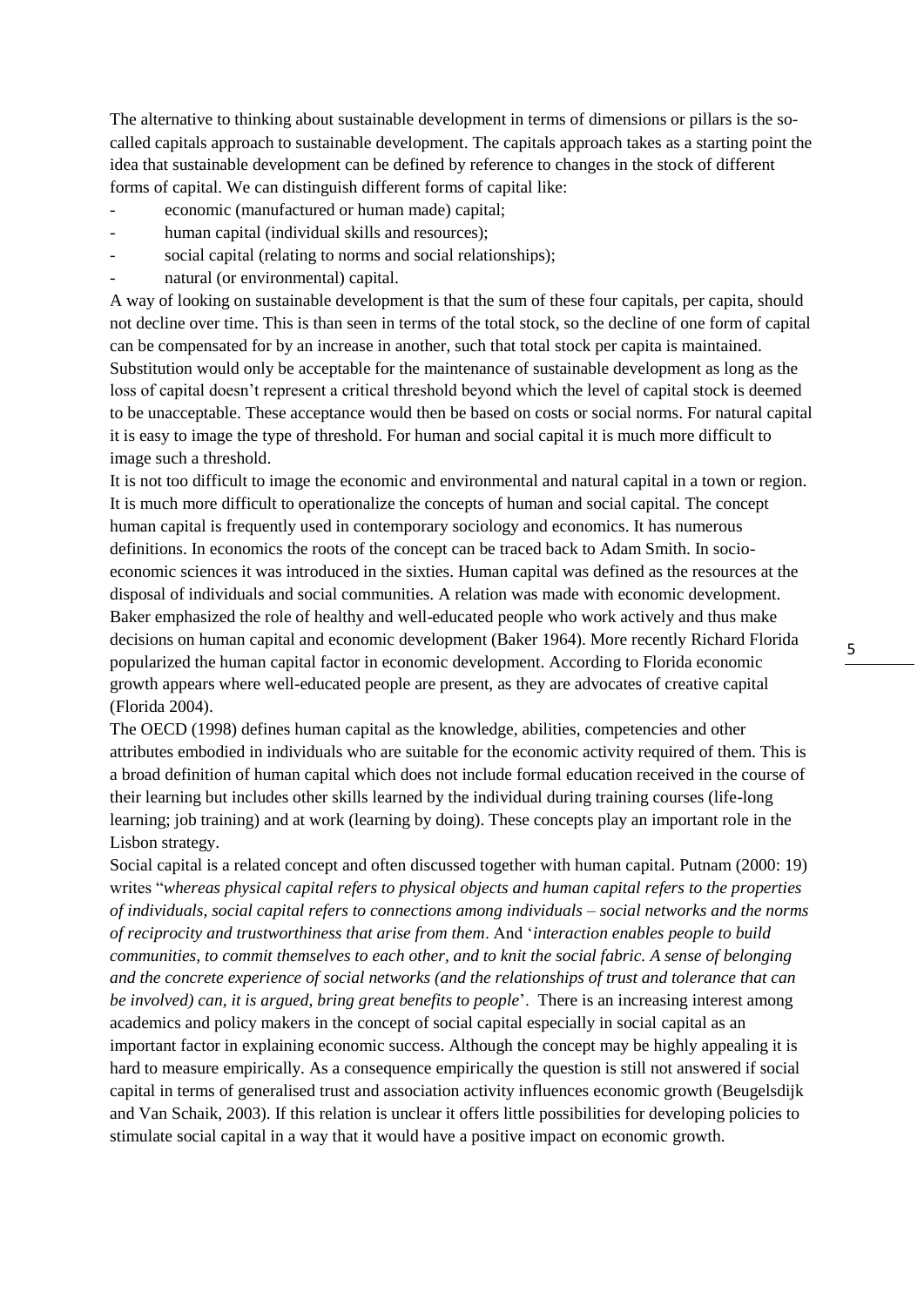The alternative to thinking about sustainable development in terms of dimensions or pillars is the so-called capitals approach to sustainable development. The capitals approach takes as a starting point the idea that sustainable development can be defined by reference to changes in the stock of different forms of capital. We can distinguish different forms of capital like:

- economic (manufactured or human made) capital;
- human capital (individual skills and resources);
- social capital (relating to norms and social relationships);
- natural (or environmental) capital.

A way of looking on sustainable development is that the sum of these four capitals, per capita, should not decline over time. This is than seen in terms of the total stock, so the decline of one form of capital can be compensated for by an increase in another, such that total stock per capita is maintained. Substitution would only be acceptable for the maintenance of sustainable development as long as the loss of capital doesn't represent a critical threshold beyond which the level of capital stock is deemed to be unacceptable. These acceptance would then be based on costs or social norms. For natural capital it is easy to image the type of threshold. For human and social capital it is much more difficult to image such a threshold.

It is not too difficult to image the economic and environmental and natural capital in a town or region. It is much more difficult to operationalize the concepts of human and social capital. The concept human capital is frequently used in contemporary sociology and economics. It has numerous definitions. In economics the roots of the concept can be traced back to Adam Smith. In socio-economic sciences it was introduced in the sixties. Human capital was defined as the resources at the disposal of individuals and social communities. A relation was made with economic development. Baker emphasized the role of healthy and well-educated people who work actively and thus make decisions on human capital and economic development (Baker 1964). More recently Richard Florida popularized the human capital factor in economic development. According to Florida economic growth appears where well-educated people are present, as they are advocates of creative capital (Florida 2004).

The OECD (1998) defines human capital as the knowledge, abilities, competencies and other attributes embodied in individuals who are suitable for the economic activity required of them. This is a broad definition of human capital which does not include formal education received in the course of their learning but includes other skills learned by the individual during training courses (life-long learning; job training) and at work (learning by doing). These concepts play an important role in the Lisbon strategy.

Social capital is a related concept and often discussed together with human capital. Putnam (2000: 19) writes "*whereas physical capital refers to physical objects and human capital refers to the properties of individuals, social capital refers to connections among individuals – social networks and the norms of reciprocity and trustworthiness that arise from them*. And '*interaction enables people to build communities, to commit themselves to each other, and to knit the social fabric. A sense of belonging and the concrete experience of social networks (and the relationships of trust and tolerance that can be involved) can, it is argued, bring great benefits to people*'. There is an increasing interest among academics and policy makers in the concept of social capital especially in social capital as an important factor in explaining economic success. Although the concept may be highly appealing it is hard to measure empirically. As a consequence empirically the question is still not answered if social capital in terms of generalised trust and association activity influences economic growth (Beugelsdijk and Van Schaik, 2003). If this relation is unclear it offers little possibilities for developing policies to stimulate social capital in a way that it would have a positive impact on economic growth.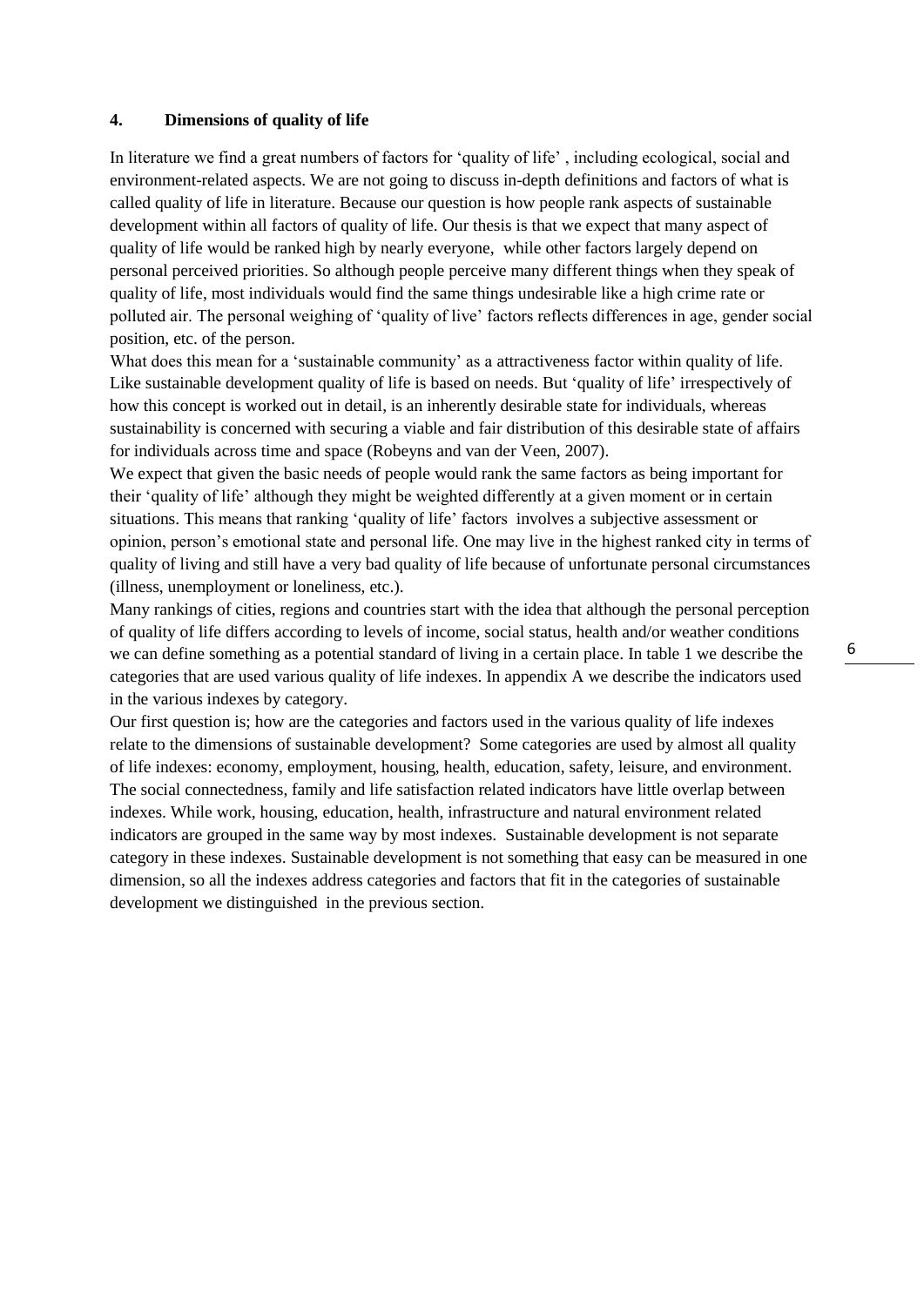## 4. Dimensions of quality of life

In literature we find a great numbers of factors for 'quality of life' , including ecological, social and environment-related aspects. We are not going to discuss in-depth definitions and factors of what is called quality of life in literature. Because our question is how people rank aspects of sustainable development within all factors of quality of life. Our thesis is that we expect that many aspect of quality of life would be ranked high by nearly everyone, while other factors largely depend on personal perceived priorities. So although people perceive many different things when they speak of quality of life, most individuals would find the same things undesirable like a high crime rate or polluted air. The personal weighing of 'quality of live' factors reflects differences in age, gender social position, etc. of the person.

What does this mean for a 'sustainable community' as a attractiveness factor within quality of life. Like sustainable development quality of life is based on needs. But 'quality of life' irrespectively of how this concept is worked out in detail, is an inherently desirable state for individuals, whereas sustainability is concerned with securing a viable and fair distribution of this desirable state of affairs for individuals across time and space (Robeyns and van der Veen, 2007).

We expect that given the basic needs of people would rank the same factors as being important for their 'quality of life' although they might be weighted differently at a given moment or in certain situations. This means that ranking 'quality of life' factors involves a subjective assessment or opinion, person's emotional state and personal life. One may live in the highest ranked city in terms of quality of living and still have a very bad quality of life because of unfortunate personal circumstances (illness, unemployment or loneliness, etc.).

Many rankings of cities, regions and countries start with the idea that although the personal perception of quality of life differs according to levels of income, social status, health and/or weather conditions we can define something as a potential standard of living in a certain place. In table 1 we describe the categories that are used various quality of life indexes. In appendix A we describe the indicators used in the various indexes by category.

Our first question is; how are the categories and factors used in the various quality of life indexes relate to the dimensions of sustainable development? Some categories are used by almost all quality of life indexes: economy, employment, housing, health, education, safety, leisure, and environment. The social connectedness, family and life satisfaction related indicators have little overlap between indexes. While work, housing, education, health, infrastructure and natural environment related indicators are grouped in the same way by most indexes. Sustainable development is not separate category in these indexes. Sustainable development is not something that easy can be measured in one dimension, so all the indexes address categories and factors that fit in the categories of sustainable development we distinguished in the previous section.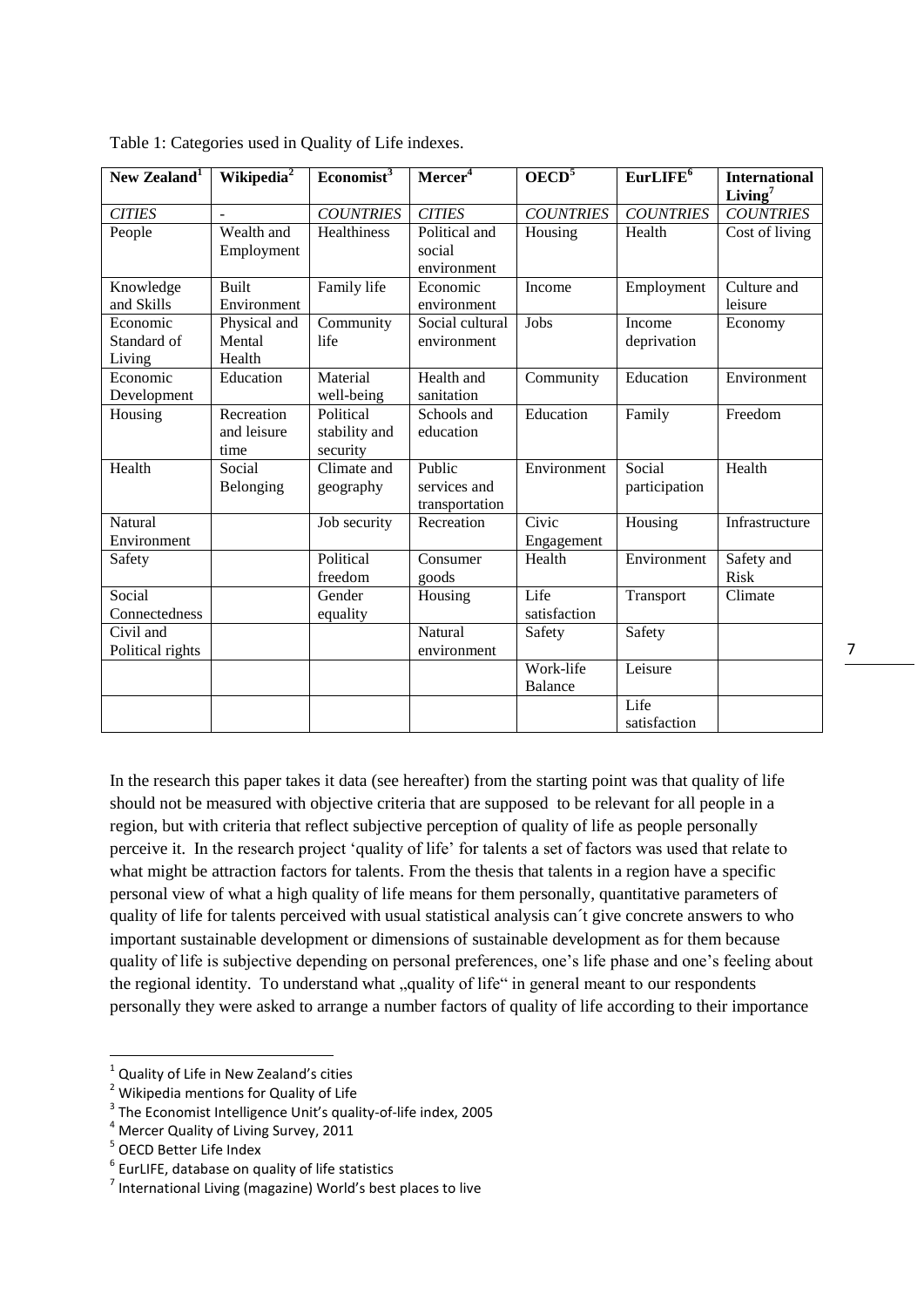Table 1: Categories used in Quality of Life indexes.

| New Zealand[1] | Wikipedia[2] | Economist[3] | Mercer[4] | OECD[5] | EurLIFE[6] | International Living[7] |
|---|---|---|---|---|---|---|
| *CITIES* | - | *COUNTRIES* | *CITIES* | *COUNTRIES* | *COUNTRIES* | *COUNTRIES* |
| People | Wealth and Employment | Healthiness | Political and social environment | Housing | Health | Cost of living |
| Knowledge and Skills | Built Environment | Family life | Economic environment | Income | Employment | Culture and leisure |
| Economic Standard of Living | Physical and Mental Health | Community life | Social cultural environment | Jobs | Income deprivation | Economy |
| Economic Development | Education | Material well-being | Health and sanitation | Community | Education | Environment |
| Housing | Recreation and leisure time | Political stability and security | Schools and education | Education | Family | Freedom |
| Health | Social Belonging | Climate and geography | Public services and transportation | Environment | Social participation | Health |
| Natural Environment | | Job security | Recreation | Civic Engagement | Housing | Infrastructure |
| Safety | | Political freedom | Consumer goods | Health | Environment | Safety and Risk |
| Social Connectedness | | Gender equality | Housing | Life satisfaction | Transport | Climate |
| Civil and Political rights | | | Natural environment | Safety | Safety | |
| | | | | Work-life Balance | Leisure | |
| | | | | | Life satisfaction | |

In the research this paper takes it data (see hereafter) from the starting point was that quality of life should not be measured with objective criteria that are supposed to be relevant for all people in a region, but with criteria that reflect subjective perception of quality of life as people personally perceive it. In the research project 'quality of life' for talents a set of factors was used that relate to what might be attraction factors for talents. From the thesis that talents in a region have a specific personal view of what a high quality of life means for them personally, quantitative parameters of quality of life for talents perceived with usual statistical analysis can´t give concrete answers to who important sustainable development or dimensions of sustainable development as for them because quality of life is subjective depending on personal preferences, one's life phase and one's feeling about the regional identity. To understand what „quality of life" in general meant to our respondents personally they were asked to arrange a number factors of quality of life according to their importance

[1] Quality of Life in New Zealand's cities

[2] Wikipedia mentions for Quality of Life

[3] The Economist Intelligence Unit's quality-of-life index, 2005

[4] Mercer Quality of Living Survey, 2011

[5] OECD Better Life Index

[6] EurLIFE, database on quality of life statistics

[7] International Living (magazine) World's best places to live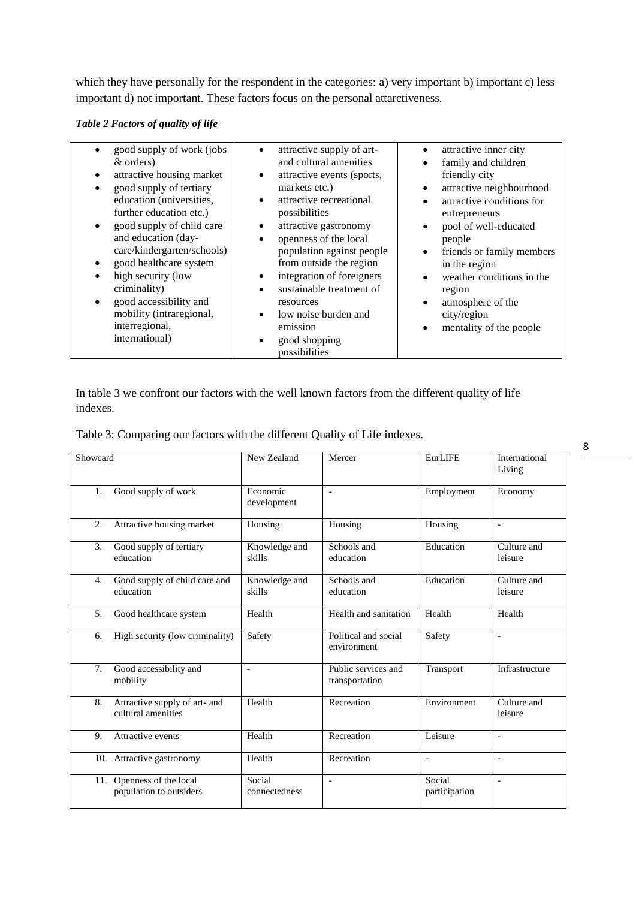which they have personally for the respondent in the categories: a) very important b) important c) less important d) not important. These factors focus on the personal attarctiveness.

***Table 2 Factors of quality of life***

| | | |
|---|---|---|
| • good supply of work (jobs & orders)<br>• attractive housing market<br>• good supply of tertiary education (universities, further education etc.)<br>• good supply of child care and education (day-care/kindergarten/schools)<br>• good healthcare system<br>• high security (low criminality)<br>• good accessibility and mobility (intraregional, interregional, international) | • attractive supply of art- and cultural amenities<br>• attractive events (sports, markets etc.)<br>• attractive recreational possibilities<br>• attractive gastronomy<br>• openness of the local population against people from outside the region<br>• integration of foreigners<br>• sustainable treatment of resources<br>• low noise burden and emission<br>• good shopping possibilities | • attractive inner city<br>• family and children friendly city<br>• attractive neighbourhood<br>• attractive conditions for entrepreneurs<br>• pool of well-educated people<br>• friends or family members in the region<br>• weather conditions in the region<br>• atmosphere of the city/region<br>• mentality of the people |

In table 3 we confront our factors with the well known factors from the different quality of life indexes.

Table 3: Comparing our factors with the different Quality of Life indexes.

| Showcard | New Zealand | Mercer | EurLIFE | International Living |
|---|---|---|---|---|
| 1. Good supply of work | Economic development | - | Employment | Economy |
| 2. Attractive housing market | Housing | Housing | Housing | - |
| 3. Good supply of tertiary education | Knowledge and skills | Schools and education | Education | Culture and leisure |
| 4. Good supply of child care and education | Knowledge and skills | Schools and education | Education | Culture and leisure |
| 5. Good healthcare system | Health | Health and sanitation | Health | Health |
| 6. High security (low criminality) | Safety | Political and social environment | Safety | - |
| 7. Good accessibility and mobility | - | Public services and transportation | Transport | Infrastructure |
| 8. Attractive supply of art- and cultural amenities | Health | Recreation | Environment | Culture and leisure |
| 9. Attractive events | Health | Recreation | Leisure | - |
| 10. Attractive gastronomy | Health | Recreation | - | - |
| 11. Openness of the local population to outsiders | Social connectedness | - | Social participation | - |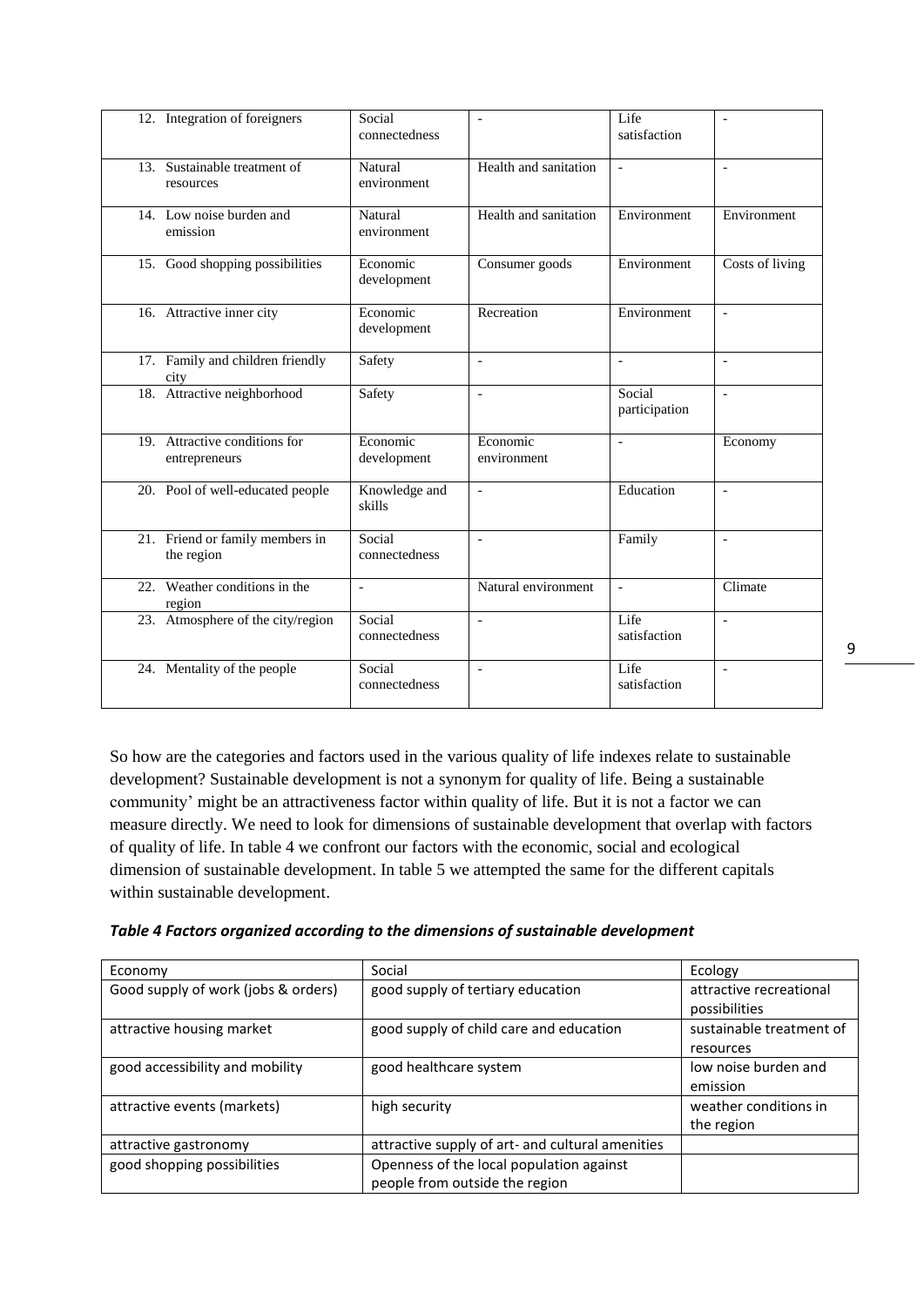| | | | | |
|---|---|---|---|---|
| 12. Integration of foreigners | Social connectedness | - | Life satisfaction | - |
| 13. Sustainable treatment of resources | Natural environment | Health and sanitation | - | - |
| 14. Low noise burden and emission | Natural environment | Health and sanitation | Environment | Environment |
| 15. Good shopping possibilities | Economic development | Consumer goods | Environment | Costs of living |
| 16. Attractive inner city | Economic development | Recreation | Environment | - |
| 17. Family and children friendly city | Safety | - | - | - |
| 18. Attractive neighborhood | Safety | - | Social participation | - |
| 19. Attractive conditions for entrepreneurs | Economic development | Economic environment | - | Economy |
| 20. Pool of well-educated people | Knowledge and skills | - | Education | - |
| 21. Friend or family members in the region | Social connectedness | - | Family | - |
| 22. Weather conditions in the region | - | Natural environment | - | Climate |
| 23. Atmosphere of the city/region | Social connectedness | - | Life satisfaction | - |
| 24. Mentality of the people | Social connectedness | - | Life satisfaction | - |

So how are the categories and factors used in the various quality of life indexes relate to sustainable development? Sustainable development is not a synonym for quality of life. Being a sustainable community' might be an attractiveness factor within quality of life. But it is not a factor we can measure directly. We need to look for dimensions of sustainable development that overlap with factors of quality of life. In table 4 we confront our factors with the economic, social and ecological dimension of sustainable development. In table 5 we attempted the same for the different capitals within sustainable development.

***Table 4 Factors organized according to the dimensions of sustainable development***

| Economy | Social | Ecology |
|---|---|---|
| Good supply of work (jobs & orders) | good supply of tertiary education | attractive recreational possibilities |
| attractive housing market | good supply of child care and education | sustainable treatment of resources |
| good accessibility and mobility | good healthcare system | low noise burden and emission |
| attractive events (markets) | high security | weather conditions in the region |
| attractive gastronomy | attractive supply of art- and cultural amenities | |
| good shopping possibilities | Openness of the local population against people from outside the region | |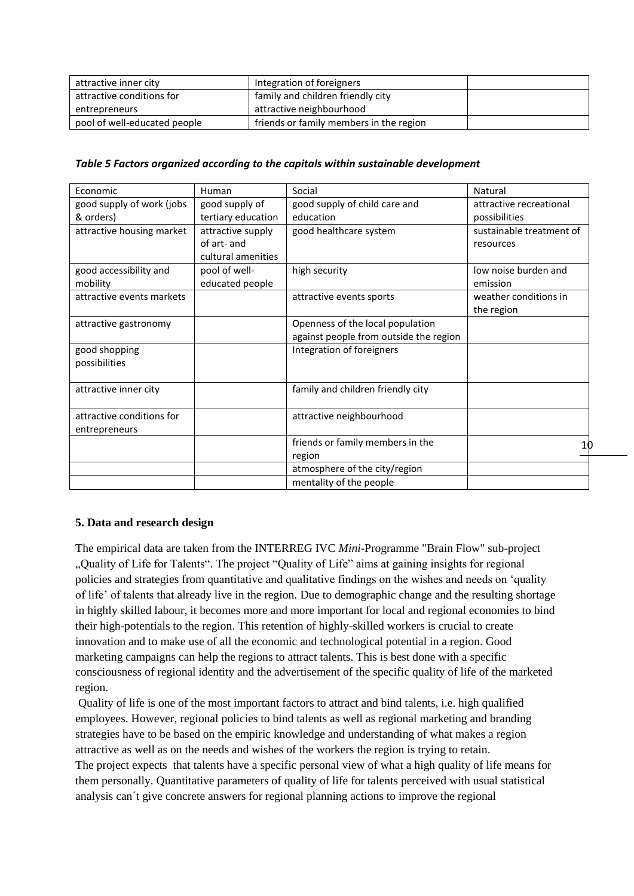| attractive inner city | Integration of foreigners | |
|---|---|---|
| attractive conditions for entrepreneurs | family and children friendly city attractive neighbourhood | |
| pool of well-educated people | friends or family members in the region | |

***Table 5 Factors organized according to the capitals within sustainable development***

| Economic | Human | Social | Natural |
|---|---|---|---|
| good supply of work (jobs & orders) | good supply of tertiary education | good supply of child care and education | attractive recreational possibilities |
| attractive housing market | attractive supply of art- and cultural amenities | good healthcare system | sustainable treatment of resources |
| good accessibility and mobility | pool of well-educated people | high security | low noise burden and emission |
| attractive events markets | | attractive events sports | weather conditions in the region |
| attractive gastronomy | | Openness of the local population against people from outside the region | |
| good shopping possibilities | | Integration of foreigners | |
| attractive inner city | | family and children friendly city | |
| attractive conditions for entrepreneurs | | attractive neighbourhood | |
| | | friends or family members in the region | |
| | | atmosphere of the city/region | |
| | | mentality of the people | |

**5. Data and research design**

The empirical data are taken from the INTERREG IVC *Mini*-Programme "Brain Flow" sub-project „Quality of Life for Talents". The project "Quality of Life" aims at gaining insights for regional policies and strategies from quantitative and qualitative findings on the wishes and needs on 'quality of life' of talents that already live in the region. Due to demographic change and the resulting shortage in highly skilled labour, it becomes more and more important for local and regional economies to bind their high-potentials to the region. This retention of highly-skilled workers is crucial to create innovation and to make use of all the economic and technological potential in a region. Good marketing campaigns can help the regions to attract talents. This is best done with a specific consciousness of regional identity and the advertisement of the specific quality of life of the marketed region.

Quality of life is one of the most important factors to attract and bind talents, i.e. high qualified employees. However, regional policies to bind talents as well as regional marketing and branding strategies have to be based on the empiric knowledge and understanding of what makes a region attractive as well as on the needs and wishes of the workers the region is trying to retain.

The project expects that talents have a specific personal view of what a high quality of life means for them personally. Quantitative parameters of quality of life for talents perceived with usual statistical analysis can´t give concrete answers for regional planning actions to improve the regional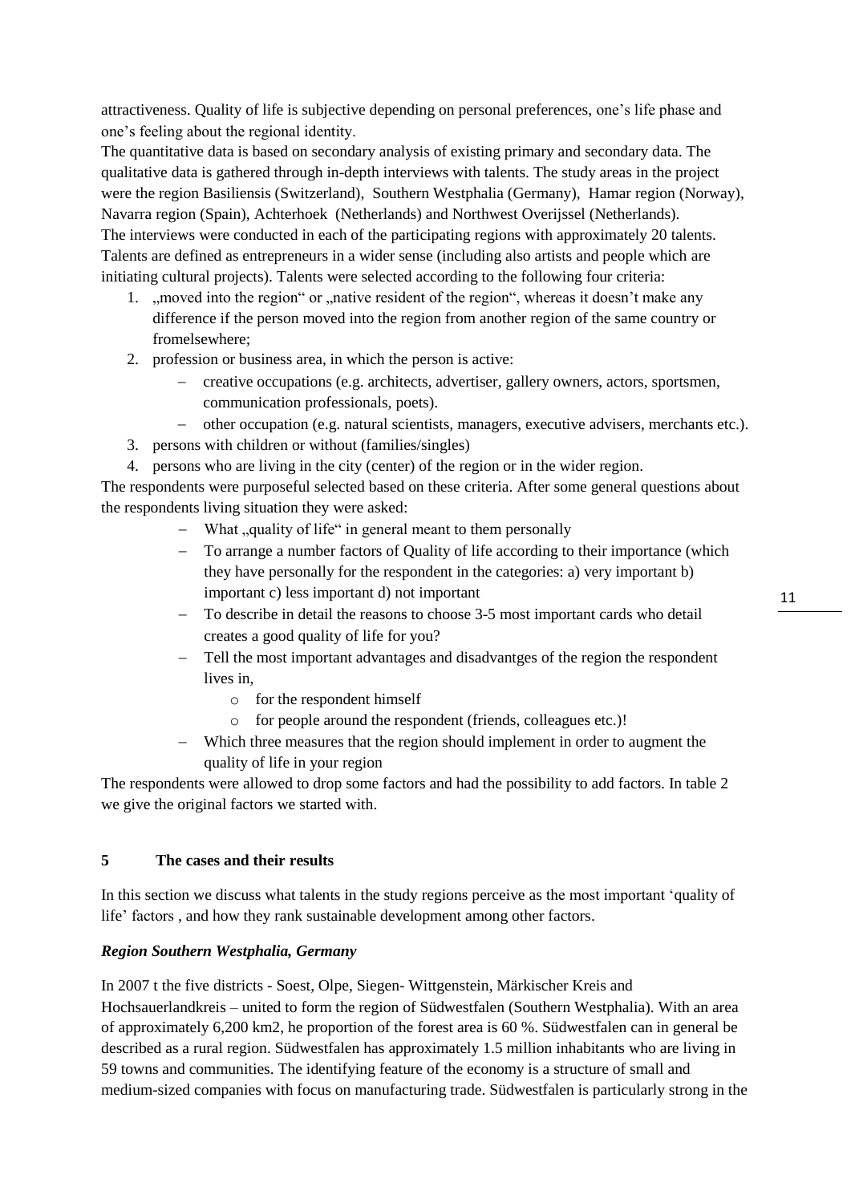attractiveness. Quality of life is subjective depending on personal preferences, one's life phase and one's feeling about the regional identity.

The quantitative data is based on secondary analysis of existing primary and secondary data. The qualitative data is gathered through in-depth interviews with talents. The study areas in the project were the region Basiliensis (Switzerland), Southern Westphalia (Germany), Hamar region (Norway), Navarra region (Spain), Achterhoek (Netherlands) and Northwest Overijssel (Netherlands).

The interviews were conducted in each of the participating regions with approximately 20 talents. Talents are defined as entrepreneurs in a wider sense (including also artists and people which are initiating cultural projects). Talents were selected according to the following four criteria:

1. „moved into the region" or „native resident of the region", whereas it doesn't make any difference if the person moved into the region from another region of the same country or fromelsewhere;
2. profession or business area, in which the person is active:
   - creative occupations (e.g. architects, advertiser, gallery owners, actors, sportsmen, communication professionals, poets).
   - other occupation (e.g. natural scientists, managers, executive advisers, merchants etc.).
3. persons with children or without (families/singles)
4. persons who are living in the city (center) of the region or in the wider region.

The respondents were purposeful selected based on these criteria. After some general questions about the respondents living situation they were asked:

- What „quality of life" in general meant to them personally
- To arrange a number factors of Quality of life according to their importance (which they have personally for the respondent in the categories: a) very important b) important c) less important d) not important
- To describe in detail the reasons to choose 3-5 most important cards who detail creates a good quality of life for you?
- Tell the most important advantages and disadvantges of the region the respondent lives in,
  - for the respondent himself
  - for people around the respondent (friends, colleagues etc.)!
- Which three measures that the region should implement in order to augment the quality of life in your region

The respondents were allowed to drop some factors and had the possibility to add factors. In table 2 we give the original factors we started with.

## 5 The cases and their results

In this section we discuss what talents in the study regions perceive as the most important 'quality of life' factors , and how they rank sustainable development among other factors.

### *Region Southern Westphalia, Germany*

In 2007 t the five districts - Soest, Olpe, Siegen- Wittgenstein, Märkischer Kreis and Hochsauerlandkreis – united to form the region of Südwestfalen (Southern Westphalia). With an area of approximately 6,200 km2, he proportion of the forest area is 60 %. Südwestfalen can in general be described as a rural region. Südwestfalen has approximately 1.5 million inhabitants who are living in 59 towns and communities. The identifying feature of the economy is a structure of small and medium-sized companies with focus on manufacturing trade. Südwestfalen is particularly strong in the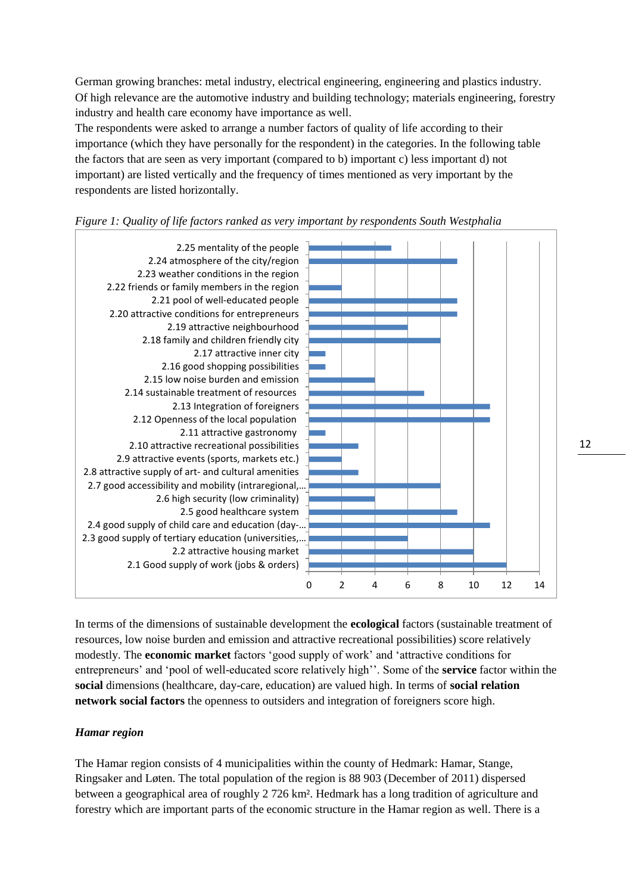German growing branches: metal industry, electrical engineering, engineering and plastics industry. Of high relevance are the automotive industry and building technology; materials engineering, forestry industry and health care economy have importance as well.

The respondents were asked to arrange a number factors of quality of life according to their importance (which they have personally for the respondent) in the categories. In the following table the factors that are seen as very important (compared to b) important c) less important d) not important) are listed vertically and the frequency of times mentioned as very important by the respondents are listed horizontally.

*Figure 1: Quality of life factors ranked as very important by respondents South Westphalia*

| Factor | Very important (frequency) |
|---|---|
| 2.25 mentality of the people | 5 |
| 2.24 atmosphere of the city/region | 9 |
| 2.23 weather conditions in the region | 0 |
| 2.22 friends or family members in the region | 2 |
| 2.21 pool of well-educated people | 9 |
| 2.20 attractive conditions for entrepreneurs | 9 |
| 2.19 attractive neighbourhood | 6 |
| 2.18 family and children friendly city | 8 |
| 2.17 attractive inner city | 1 |
| 2.16 good shopping possibilities | 1 |
| 2.15 low noise burden and emission | 4 |
| 2.14 sustainable treatment of resources | 7 |
| 2.13 Integration of foreigners | 11 |
| 2.12 Openness of the local population | 11 |
| 2.11 attractive gastronomy | 1 |
| 2.10 attractive recreational possibilities | 3 |
| 2.9 attractive events (sports, markets etc.) | 2 |
| 2.8 attractive supply of art- and cultural amenities | 3 |
| 2.7 good accessibility and mobility (intraregional,… | 8 |
| 2.6 high security (low criminality) | 4 |
| 2.5 good healthcare system | 9 |
| 2.4 good supply of child care and education (day-… | 11 |
| 2.3 good supply of tertiary education (universities,… | 6 |
| 2.2 attractive housing market | 10 |
| 2.1 Good supply of work (jobs & orders) | 12 |

In terms of the dimensions of sustainable development the **ecological** factors (sustainable treatment of resources, low noise burden and emission and attractive recreational possibilities) score relatively modestly. The **economic market** factors 'good supply of work' and 'attractive conditions for entrepreneurs' and 'pool of well-educated score relatively high''. Some of the **service** factor within the **social** dimensions (healthcare, day-care, education) are valued high. In terms of **social relation network social factors** the openness to outsiders and integration of foreigners score high.

### *Hamar region*

The Hamar region consists of 4 municipalities within the county of Hedmark: Hamar, Stange, Ringsaker and Løten. The total population of the region is 88 903 (December of 2011) dispersed between a geographical area of roughly 2 726 km². Hedmark has a long tradition of agriculture and forestry which are important parts of the economic structure in the Hamar region as well. There is a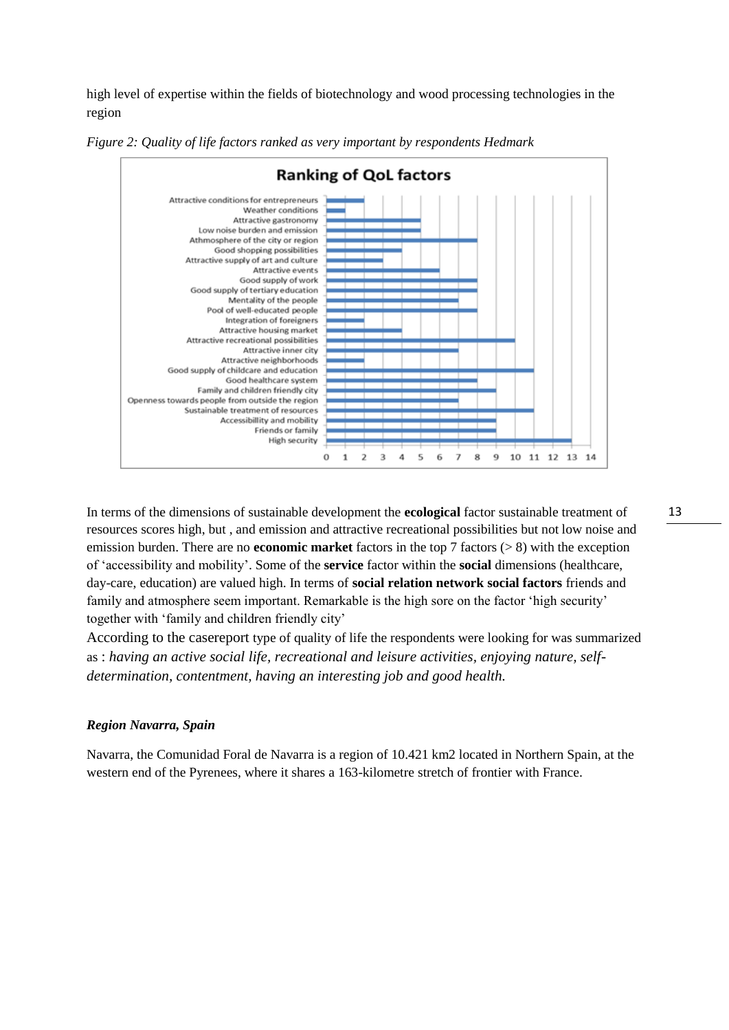high level of expertise within the fields of biotechnology and wood processing technologies in the region

*Figure 2: Quality of life factors ranked as very important by respondents Hedmark*

**Ranking of QoL factors**

| Factor | Value |
|---|---|
| Attractive conditions for entrepreneurs | 2 |
| Weather conditions | 1 |
| Attractive gastronomy | 5 |
| Low noise burden and emission | 5 |
| Athmosphere of the city or region | 8 |
| Good shopping possibilities | 4 |
| Attractive supply of art and culture | 3 |
| Attractive events | 6 |
| Good supply of work | 8 |
| Good supply of tertiary education | 8 |
| Mentality of the people | 7 |
| Pool of well-educated people | 8 |
| Integration of foreigners | 2 |
| Attractive housing market | 4 |
| Attractive recreational possibilities | 10 |
| Attractive inner city | 7 |
| Attractive neighborhoods | 2 |
| Good supply of childcare and education | 11 |
| Good healthcare system | 8 |
| Family and children friendly city | 9 |
| Openness towards people from outside the region | 7 |
| Sustainable treatment of resources | 11 |
| Accessibillity and mobility | 9 |
| Friends or family | 9 |
| High security | 13 |

In terms of the dimensions of sustainable development the **ecological** factor sustainable treatment of resources scores high, but , and emission and attractive recreational possibilities but not low noise and emission burden. There are no **economic market** factors in the top 7 factors (> 8) with the exception of 'accessibility and mobility'. Some of the **service** factor within the **social** dimensions (healthcare, day-care, education) are valued high. In terms of **social relation network social factors** friends and family and atmosphere seem important. Remarkable is the high sore on the factor 'high security' together with 'family and children friendly city'

According to the casereport type of quality of life the respondents were looking for was summarized as : *having an active social life, recreational and leisure activities, enjoying nature, self-determination, contentment, having an interesting job and good health.*

***Region Navarra, Spain***

Navarra, the Comunidad Foral de Navarra is a region of 10.421 km2 located in Northern Spain, at the western end of the Pyrenees, where it shares a 163-kilometre stretch of frontier with France.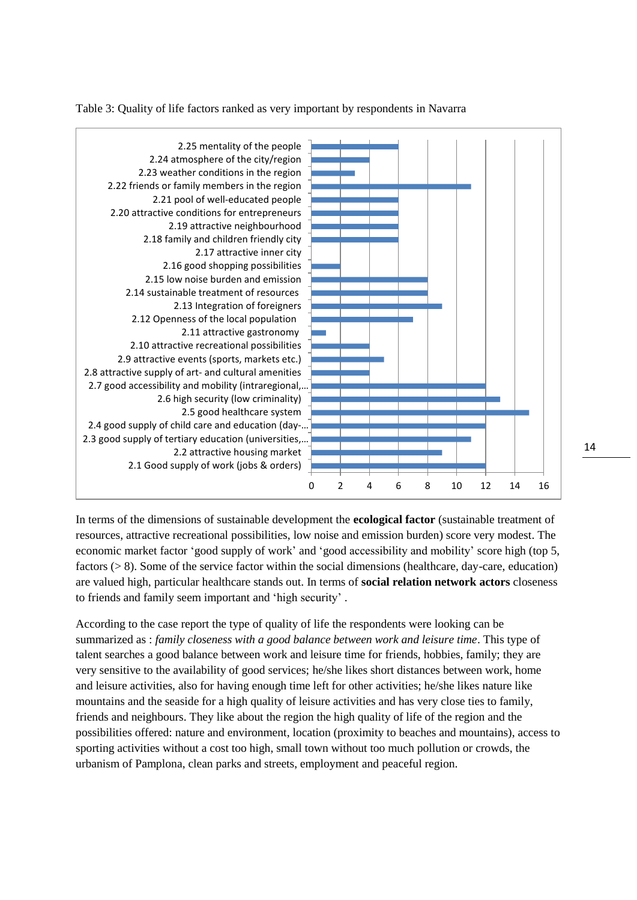Table 3: Quality of life factors ranked as very important by respondents in Navarra

| Factor | Number of respondents |
|---|---|
| 2.25 mentality of the people | 6 |
| 2.24 atmosphere of the city/region | 4 |
| 2.23 weather conditions in the region | 3 |
| 2.22 friends or family members in the region | 11 |
| 2.21 pool of well-educated people | 6 |
| 2.20 attractive conditions for entrepreneurs | 6 |
| 2.19 attractive neighbourhood | 6 |
| 2.18 family and children friendly city | 6 |
| 2.17 attractive inner city | 0 |
| 2.16 good shopping possibilities | 2 |
| 2.15 low noise burden and emission | 8 |
| 2.14 sustainable treatment of resources | 8 |
| 2.13 Integration of foreigners | 9 |
| 2.12 Openness of the local population | 7 |
| 2.11 attractive gastronomy | 1 |
| 2.10 attractive recreational possibilities | 4 |
| 2.9 attractive events (sports, markets etc.) | 5 |
| 2.8 attractive supply of art- and cultural amenities | 4 |
| 2.7 good accessibility and mobility (intraregional,… | 12 |
| 2.6 high security (low criminality) | 13 |
| 2.5 good healthcare system | 15 |
| 2.4 good supply of child care and education (day-… | 12 |
| 2.3 good supply of tertiary education (universities,… | 11 |
| 2.2 attractive housing market | 9 |
| 2.1 Good supply of work (jobs & orders) | 12 |

In terms of the dimensions of sustainable development the **ecological factor** (sustainable treatment of resources, attractive recreational possibilities, low noise and emission burden) score very modest. The economic market factor 'good supply of work' and 'good accessibility and mobility' score high (top 5, factors (> 8). Some of the service factor within the social dimensions (healthcare, day-care, education) are valued high, particular healthcare stands out. In terms of **social relation network actors** closeness to friends and family seem important and 'high security' .

According to the case report the type of quality of life the respondents were looking can be summarized as : *family closeness with a good balance between work and leisure time*. This type of talent searches a good balance between work and leisure time for friends, hobbies, family; they are very sensitive to the availability of good services; he/she likes short distances between work, home and leisure activities, also for having enough time left for other activities; he/she likes nature like mountains and the seaside for a high quality of leisure activities and has very close ties to family, friends and neighbours. They like about the region the high quality of life of the region and the possibilities offered: nature and environment, location (proximity to beaches and mountains), access to sporting activities without a cost too high, small town without too much pollution or crowds, the urbanism of Pamplona, clean parks and streets, employment and peaceful region.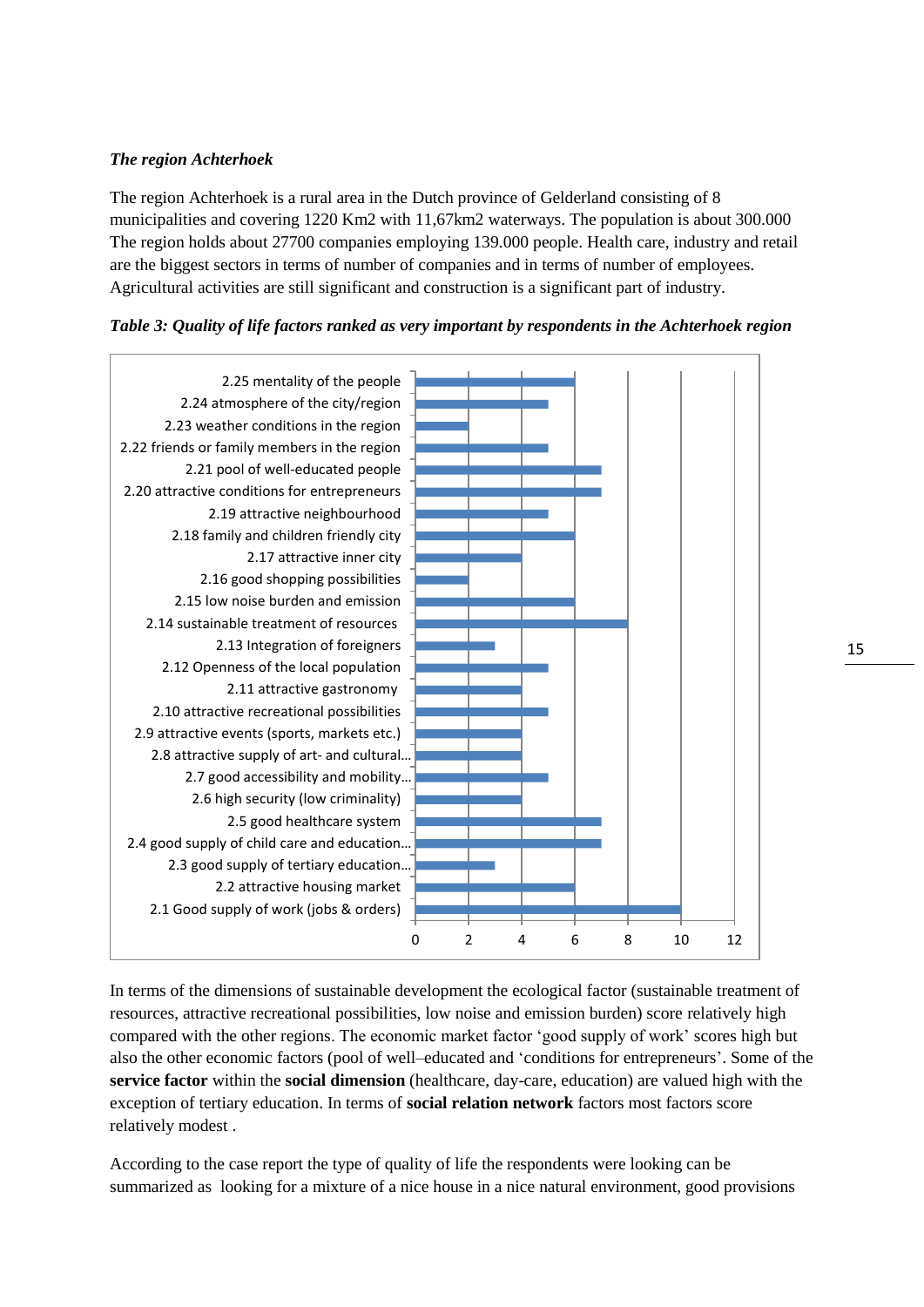*The region Achterhoek*

The region Achterhoek is a rural area in the Dutch province of Gelderland consisting of 8 municipalities and covering 1220 Km2 with 11,67km2 waterways. The population is about 300.000 The region holds about 27700 companies employing 139.000 people. Health care, industry and retail are the biggest sectors in terms of number of companies and in terms of number of employees. Agricultural activities are still significant and construction is a significant part of industry.

***Table 3: Quality of life factors ranked as very important by respondents in the Achterhoek region***

| Factor | Value |
|---|---|
| 2.25 mentality of the people | 6 |
| 2.24 atmosphere of the city/region | 5 |
| 2.23 weather conditions in the region | 2 |
| 2.22 friends or family members in the region | 5 |
| 2.21 pool of well-educated people | 7 |
| 2.20 attractive conditions for entrepreneurs | 7 |
| 2.19 attractive neighbourhood | 5 |
| 2.18 family and children friendly city | 6 |
| 2.17 attractive inner city | 4 |
| 2.16 good shopping possibilities | 2 |
| 2.15 low noise burden and emission | 6 |
| 2.14 sustainable treatment of resources | 8 |
| 2.13 Integration of foreigners | 3 |
| 2.12 Openness of the local population | 5 |
| 2.11 attractive gastronomy | 4 |
| 2.10 attractive recreational possibilities | 5 |
| 2.9 attractive events (sports, markets etc.) | 4 |
| 2.8 attractive supply of art- and cultural… | 4 |
| 2.7 good accessibility and mobility… | 5 |
| 2.6 high security (low criminality) | 4 |
| 2.5 good healthcare system | 7 |
| 2.4 good supply of child care and education… | 7 |
| 2.3 good supply of tertiary education… | 3 |
| 2.2 attractive housing market | 6 |
| 2.1 Good supply of work (jobs & orders) | 10 |

In terms of the dimensions of sustainable development the ecological factor (sustainable treatment of resources, attractive recreational possibilities, low noise and emission burden) score relatively high compared with the other regions. The economic market factor 'good supply of work' scores high but also the other economic factors (pool of well–educated and 'conditions for entrepreneurs'. Some of the **service factor** within the **social dimension** (healthcare, day-care, education) are valued high with the exception of tertiary education. In terms of **social relation network** factors most factors score relatively modest .

According to the case report the type of quality of life the respondents were looking can be summarized as looking for a mixture of a nice house in a nice natural environment, good provisions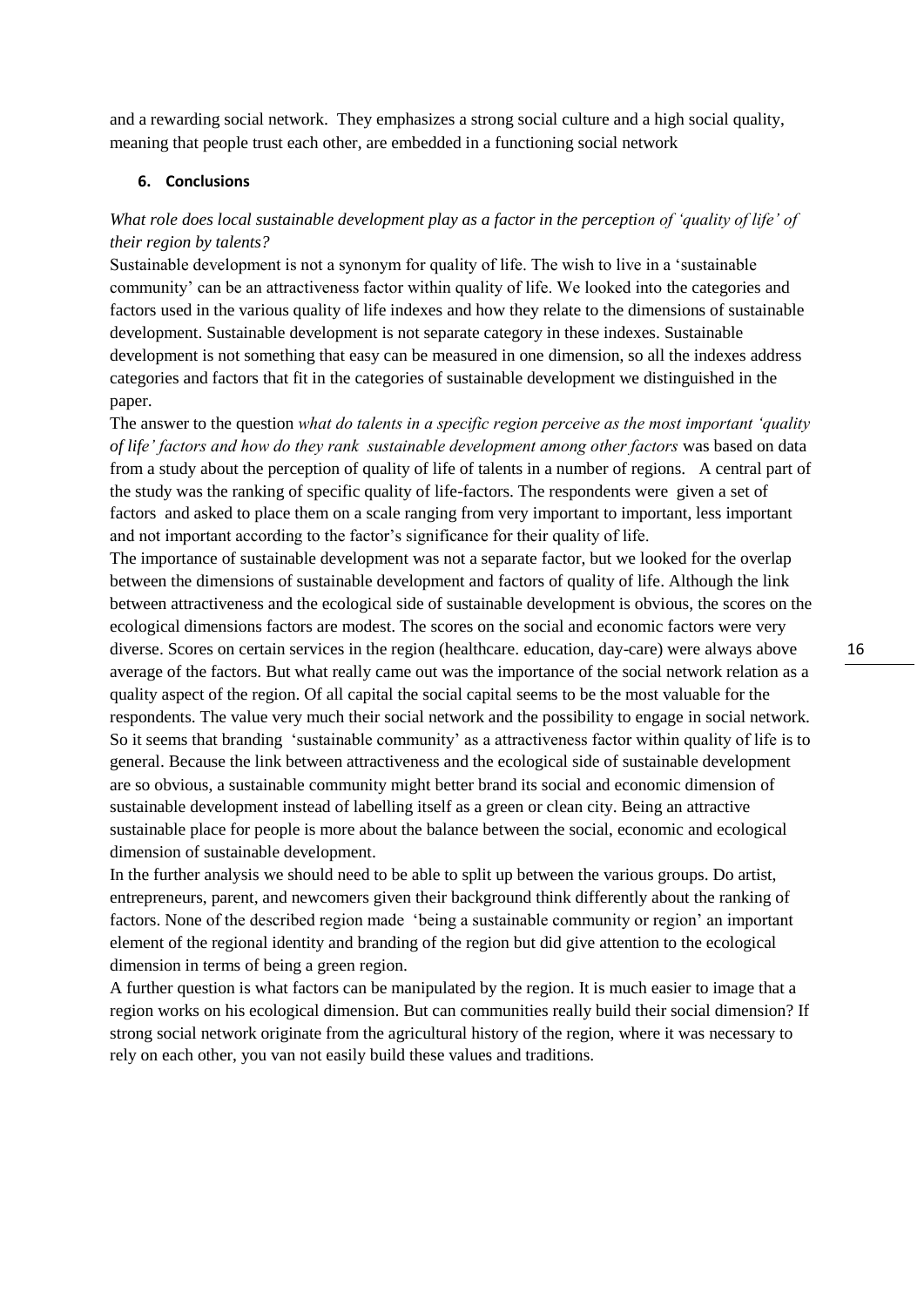and a rewarding social network. They emphasizes a strong social culture and a high social quality, meaning that people trust each other, are embedded in a functioning social network

### 6. Conclusions

*What role does local sustainable development play as a factor in the perception of 'quality of life' of their region by talents?*

Sustainable development is not a synonym for quality of life. The wish to live in a 'sustainable community' can be an attractiveness factor within quality of life. We looked into the categories and factors used in the various quality of life indexes and how they relate to the dimensions of sustainable development. Sustainable development is not separate category in these indexes. Sustainable development is not something that easy can be measured in one dimension, so all the indexes address categories and factors that fit in the categories of sustainable development we distinguished in the paper.

The answer to the question *what do talents in a specific region perceive as the most important 'quality of life' factors and how do they rank sustainable development among other factors* was based on data from a study about the perception of quality of life of talents in a number of regions. A central part of the study was the ranking of specific quality of life-factors. The respondents were given a set of factors and asked to place them on a scale ranging from very important to important, less important and not important according to the factor's significance for their quality of life.

The importance of sustainable development was not a separate factor, but we looked for the overlap between the dimensions of sustainable development and factors of quality of life. Although the link between attractiveness and the ecological side of sustainable development is obvious, the scores on the ecological dimensions factors are modest. The scores on the social and economic factors were very diverse. Scores on certain services in the region (healthcare. education, day-care) were always above average of the factors. But what really came out was the importance of the social network relation as a quality aspect of the region. Of all capital the social capital seems to be the most valuable for the respondents. The value very much their social network and the possibility to engage in social network. So it seems that branding 'sustainable community' as a attractiveness factor within quality of life is to general. Because the link between attractiveness and the ecological side of sustainable development are so obvious, a sustainable community might better brand its social and economic dimension of sustainable development instead of labelling itself as a green or clean city. Being an attractive sustainable place for people is more about the balance between the social, economic and ecological dimension of sustainable development.

In the further analysis we should need to be able to split up between the various groups. Do artist, entrepreneurs, parent, and newcomers given their background think differently about the ranking of factors. None of the described region made 'being a sustainable community or region' an important element of the regional identity and branding of the region but did give attention to the ecological dimension in terms of being a green region.

A further question is what factors can be manipulated by the region. It is much easier to image that a region works on his ecological dimension. But can communities really build their social dimension? If strong social network originate from the agricultural history of the region, where it was necessary to rely on each other, you van not easily build these values and traditions.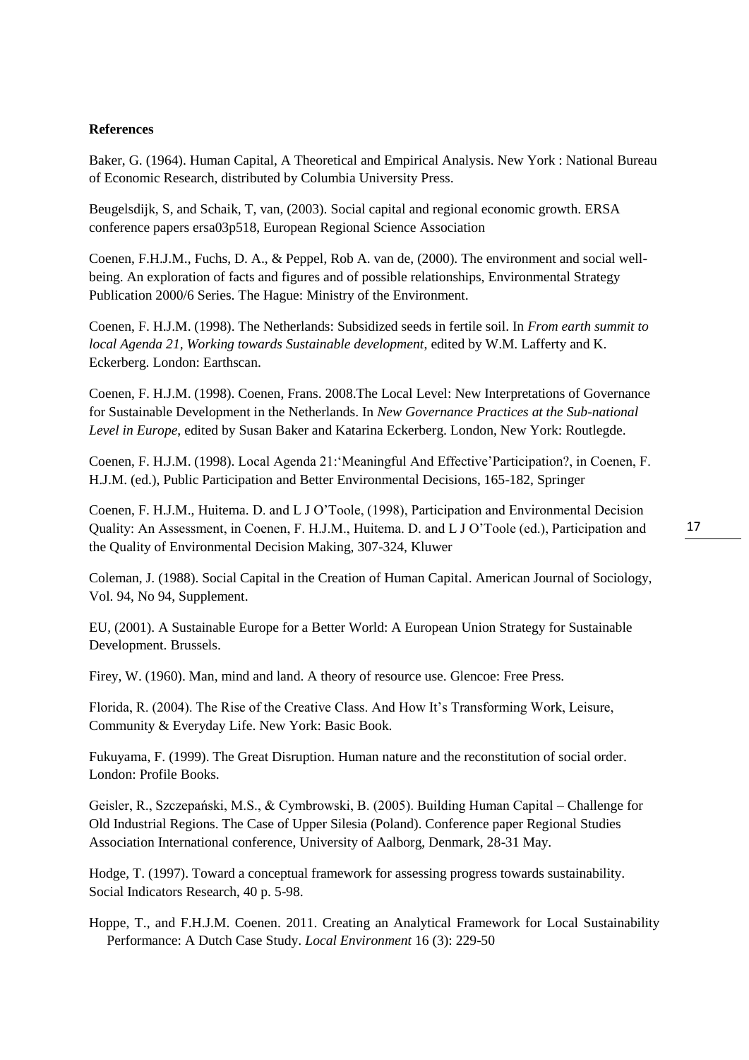**References**

Baker, G. (1964). Human Capital, A Theoretical and Empirical Analysis. New York : National Bureau of Economic Research, distributed by Columbia University Press.

Beugelsdijk, S, and Schaik, T, van, (2003). Social capital and regional economic growth. ERSA conference papers ersa03p518, European Regional Science Association

Coenen, F.H.J.M., Fuchs, D. A., & Peppel, Rob A. van de, (2000). The environment and social well-being. An exploration of facts and figures and of possible relationships, Environmental Strategy Publication 2000/6 Series. The Hague: Ministry of the Environment.

Coenen, F. H.J.M. (1998). The Netherlands: Subsidized seeds in fertile soil. In *From earth summit to local Agenda 21, Working towards Sustainable development*, edited by W.M. Lafferty and K. Eckerberg. London: Earthscan.

Coenen, F. H.J.M. (1998). Coenen, Frans. 2008.The Local Level: New Interpretations of Governance for Sustainable Development in the Netherlands. In *New Governance Practices at the Sub-national Level in Europe*, edited by Susan Baker and Katarina Eckerberg. London, New York: Routlegde.

Coenen, F. H.J.M. (1998). Local Agenda 21:'Meaningful And Effective'Participation?, in Coenen, F. H.J.M. (ed.), Public Participation and Better Environmental Decisions, 165-182, Springer

Coenen, F. H.J.M., Huitema. D. and L J O'Toole, (1998), Participation and Environmental Decision Quality: An Assessment, in Coenen, F. H.J.M., Huitema. D. and L J O'Toole (ed.), Participation and the Quality of Environmental Decision Making, 307-324, Kluwer

Coleman, J. (1988). Social Capital in the Creation of Human Capital. American Journal of Sociology, Vol. 94, No 94, Supplement.

EU, (2001). A Sustainable Europe for a Better World: A European Union Strategy for Sustainable Development. Brussels.

Firey, W. (1960). Man, mind and land. A theory of resource use. Glencoe: Free Press.

Florida, R. (2004). The Rise of the Creative Class. And How It's Transforming Work, Leisure, Community & Everyday Life. New York: Basic Book.

Fukuyama, F. (1999). The Great Disruption. Human nature and the reconstitution of social order. London: Profile Books.

Geisler, R., Szczepański, M.S., & Cymbrowski, B. (2005). Building Human Capital – Challenge for Old Industrial Regions. The Case of Upper Silesia (Poland). Conference paper Regional Studies Association International conference, University of Aalborg, Denmark, 28-31 May.

Hodge, T. (1997). Toward a conceptual framework for assessing progress towards sustainability. Social Indicators Research, 40 p. 5-98.

Hoppe, T., and F.H.J.M. Coenen. 2011. Creating an Analytical Framework for Local Sustainability Performance: A Dutch Case Study. *Local Environment* 16 (3): 229-50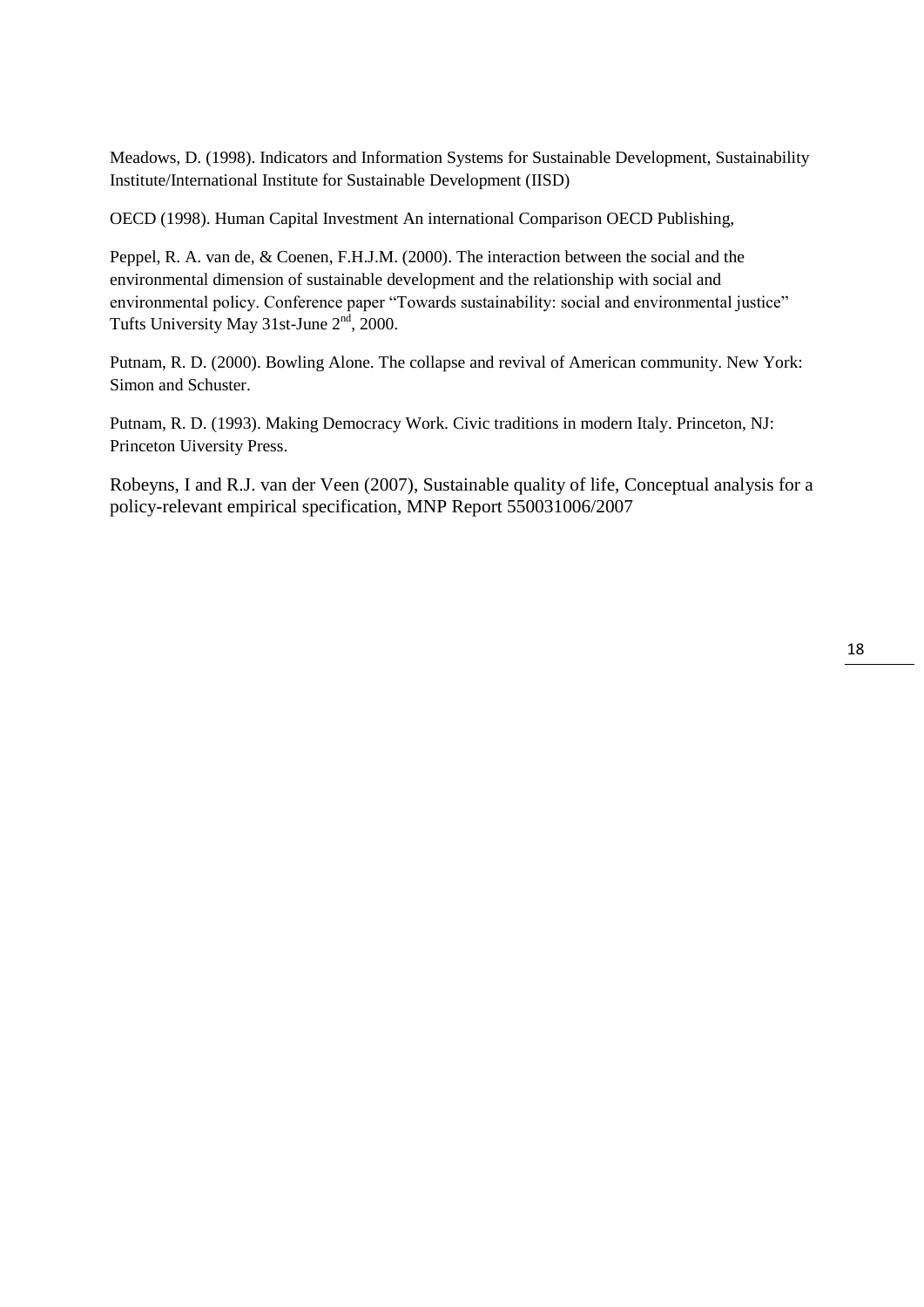Meadows, D. (1998). Indicators and Information Systems for Sustainable Development, Sustainability Institute/International Institute for Sustainable Development (IISD)

OECD (1998). Human Capital Investment An international Comparison OECD Publishing,

Peppel, R. A. van de, & Coenen, F.H.J.M. (2000). The interaction between the social and the environmental dimension of sustainable development and the relationship with social and environmental policy. Conference paper "Towards sustainability: social and environmental justice" Tufts University May 31st-June 2nd, 2000.

Putnam, R. D. (2000). Bowling Alone. The collapse and revival of American community. New York: Simon and Schuster.

Putnam, R. D. (1993). Making Democracy Work. Civic traditions in modern Italy. Princeton, NJ: Princeton Uiversity Press.

Robeyns, I and R.J. van der Veen (2007), Sustainable quality of life, Conceptual analysis for a policy-relevant empirical specification, MNP Report 550031006/2007